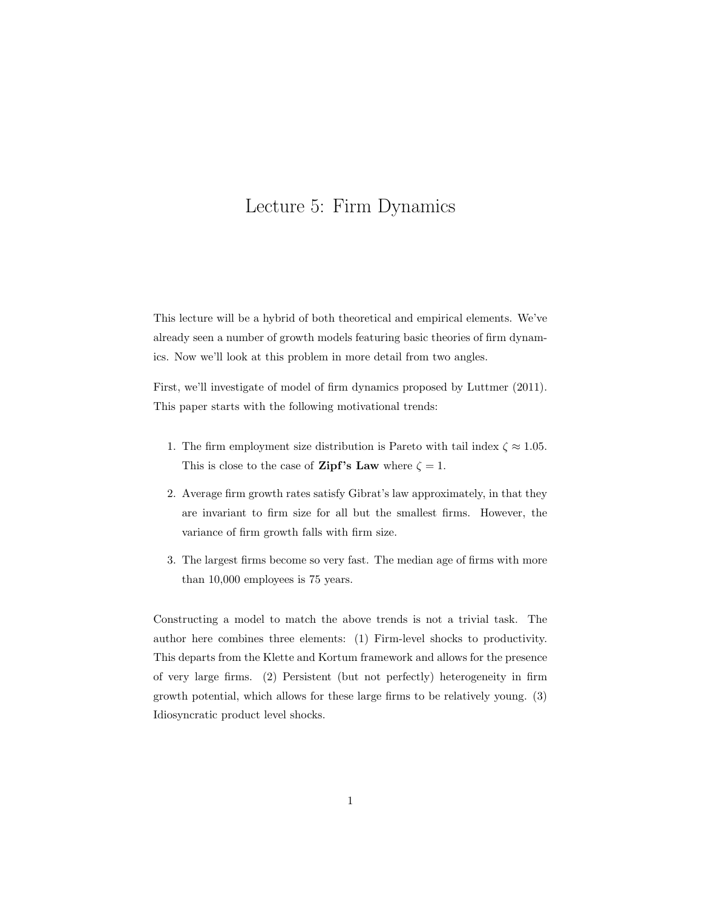# Lecture 5: Firm Dynamics

This lecture will be a hybrid of both theoretical and empirical elements. We've already seen a number of growth models featuring basic theories of firm dynamics. Now we'll look at this problem in more detail from two angles.

First, we'll investigate of model of firm dynamics proposed by Luttmer (2011). This paper starts with the following motivational trends:

1. The firm employment size distribution is Pareto with tail index $\zeta \approx 1.05$. This is close to the case of **Zipf's Law** where $\zeta = 1$.
2. Average firm growth rates satisfy Gibrat's law approximately, in that they are invariant to firm size for all but the smallest firms. However, the variance of firm growth falls with firm size.
3. The largest firms become so very fast. The median age of firms with more than 10,000 employees is 75 years.

Constructing a model to match the above trends is not a trivial task. The author here combines three elements: (1) Firm-level shocks to productivity. This departs from the Klette and Kortum framework and allows for the presence of very large firms. (2) Persistent (but not perfectly) heterogeneity in firm growth potential, which allows for these large firms to be relatively young. (3) Idiosyncratic product level shocks.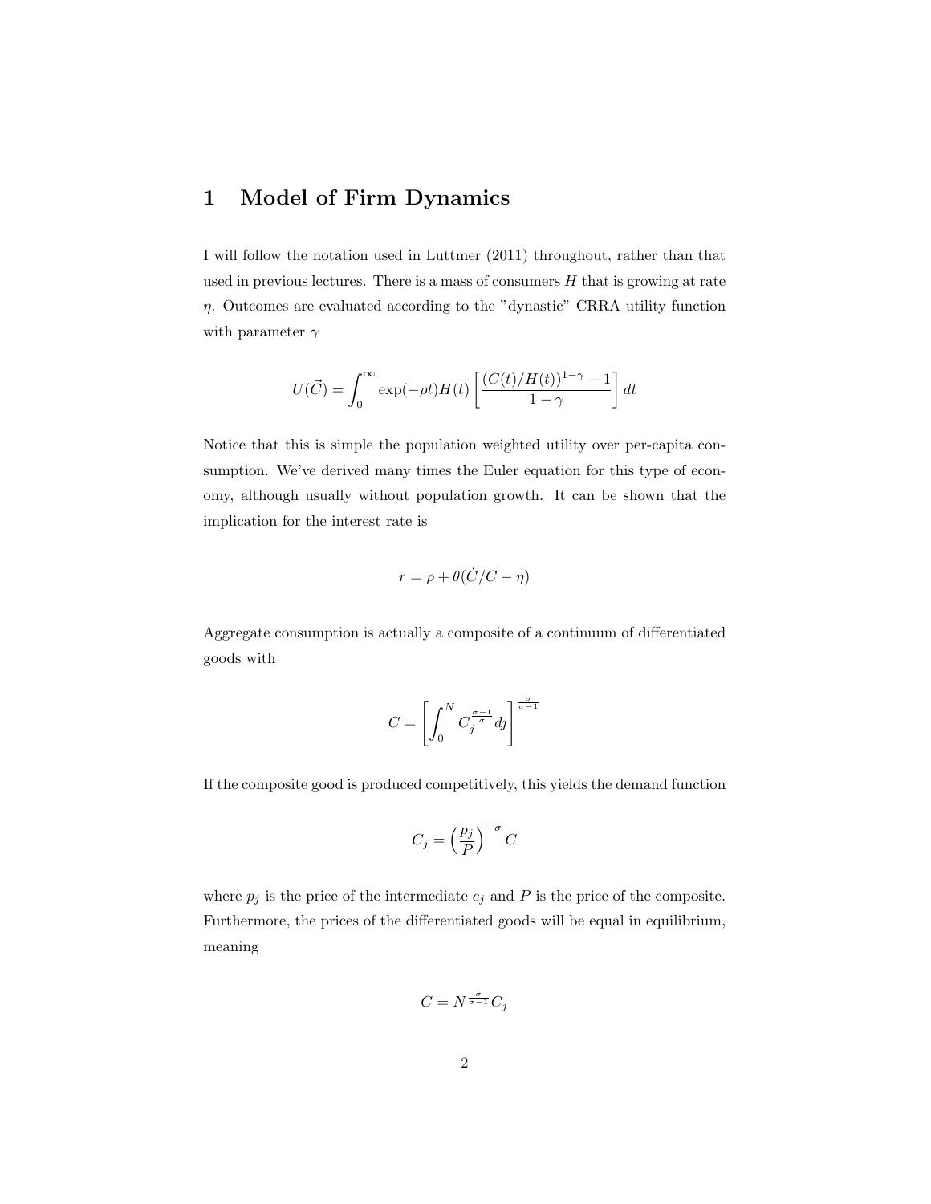# 1 Model of Firm Dynamics

I will follow the notation used in Luttmer (2011) throughout, rather than that used in previous lectures. There is a mass of consumers $H$ that is growing at rate $\eta$. Outcomes are evaluated according to the "dynastic" CRRA utility function with parameter $\gamma$

$$U(\vec{C}) = \int_0^\infty \exp(-\rho t) H(t) \left[ \frac{(C(t)/H(t))^{1-\gamma} - 1}{1-\gamma} \right] dt$$

Notice that this is simple the population weighted utility over per-capita consumption. We've derived many times the Euler equation for this type of economy, although usually without population growth. It can be shown that the implication for the interest rate is

$$r = \rho + \theta(\dot{C}/C - \eta)$$

Aggregate consumption is actually a composite of a continuum of differentiated goods with

$$C = \left[ \int_0^N C_j^{\frac{\sigma-1}{\sigma}} dj \right]^{\frac{\sigma}{\sigma-1}}$$

If the composite good is produced competitively, this yields the demand function

$$C_j = \left( \frac{p_j}{P} \right)^{-\sigma} C$$

where $p_j$ is the price of the intermediate $c_j$ and $P$ is the price of the composite. Furthermore, the prices of the differentiated goods will be equal in equilibrium, meaning

$$C = N^{\frac{\sigma}{\sigma-1}} C_j$$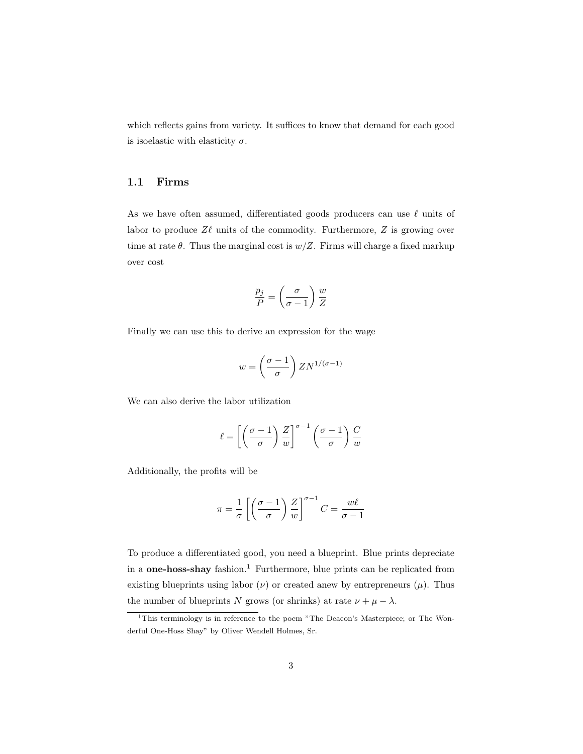which reflects gains from variety. It suffices to know that demand for each good is isoelastic with elasticity $\sigma$.

### 1.1 Firms

As we have often assumed, differentiated goods producers can use $\ell$ units of labor to produce $Z\ell$ units of the commodity. Furthermore, $Z$ is growing over time at rate $\theta$. Thus the marginal cost is $w/Z$. Firms will charge a fixed markup over cost

$$\frac{p_j}{P} = \left(\frac{\sigma}{\sigma - 1}\right) \frac{w}{Z}$$

Finally we can use this to derive an expression for the wage

$$w = \left(\frac{\sigma - 1}{\sigma}\right) Z N^{1/(\sigma-1)}$$

We can also derive the labor utilization

$$\ell = \left[\left(\frac{\sigma - 1}{\sigma}\right) \frac{Z}{w}\right]^{\sigma-1} \left(\frac{\sigma - 1}{\sigma}\right) \frac{C}{w}$$

Additionally, the profits will be

$$\pi = \frac{1}{\sigma} \left[\left(\frac{\sigma - 1}{\sigma}\right) \frac{Z}{w}\right]^{\sigma-1} C = \frac{w\ell}{\sigma - 1}$$

To produce a differentiated good, you need a blueprint. Blue prints depreciate in a **one-hoss-shay** fashion.[1] Furthermore, blue prints can be replicated from existing blueprints using labor ($\nu$) or created anew by entrepreneurs ($\mu$). Thus the number of blueprints $N$ grows (or shrinks) at rate $\nu + \mu - \lambda$.

[1]This terminology is in reference to the poem "The Deacon's Masterpiece; or The Wonderful One-Hoss Shay" by Oliver Wendell Holmes, Sr.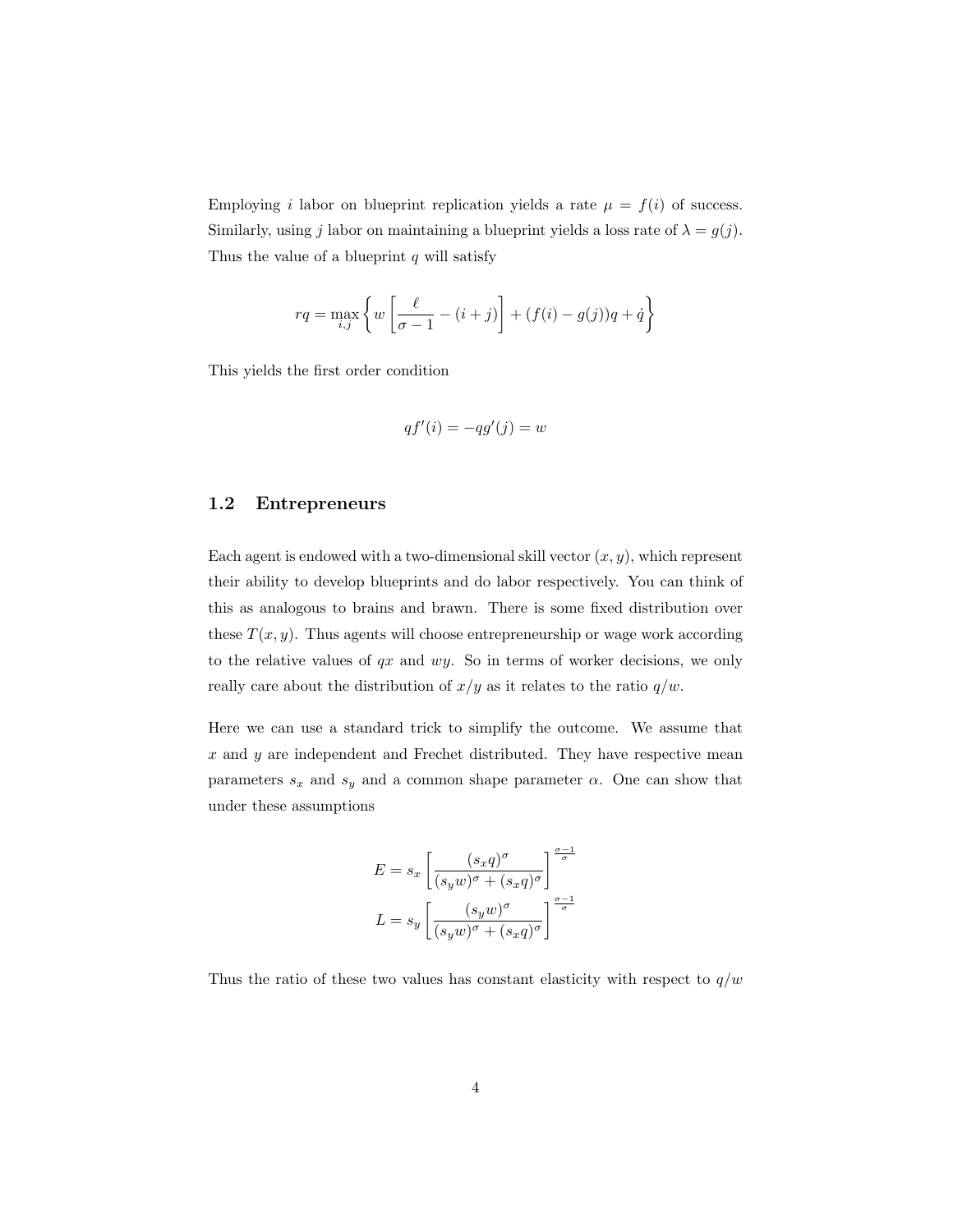Employing $i$ labor on blueprint replication yields a rate $\mu = f(i)$ of success. Similarly, using $j$ labor on maintaining a blueprint yields a loss rate of $\lambda = g(j)$. Thus the value of a blueprint $q$ will satisfy

$$rq = \max_{i,j} \left\{ w \left[ \frac{\ell}{\sigma - 1} - (i + j) \right] + (f(i) - g(j))q + \dot{q} \right\}$$

This yields the first order condition

$$qf'(i) = -qg'(j) = w$$

## 1.2 Entrepreneurs

Each agent is endowed with a two-dimensional skill vector $(x, y)$, which represent their ability to develop blueprints and do labor respectively. You can think of this as analogous to brains and brawn. There is some fixed distribution over these $T(x, y)$. Thus agents will choose entrepreneurship or wage work according to the relative values of $qx$ and $wy$. So in terms of worker decisions, we only really care about the distribution of $x/y$ as it relates to the ratio $q/w$.

Here we can use a standard trick to simplify the outcome. We assume that $x$ and $y$ are independent and Frechet distributed. They have respective mean parameters $s_x$ and $s_y$ and a common shape parameter $\alpha$. One can show that under these assumptions

$$E = s_x \left[ \frac{(s_x q)^\sigma}{(s_y w)^\sigma + (s_x q)^\sigma} \right]^{\frac{\sigma-1}{\sigma}}$$

$$L = s_y \left[ \frac{(s_y w)^\sigma}{(s_y w)^\sigma + (s_x q)^\sigma} \right]^{\frac{\sigma-1}{\sigma}}$$

Thus the ratio of these two values has constant elasticity with respect to $q/w$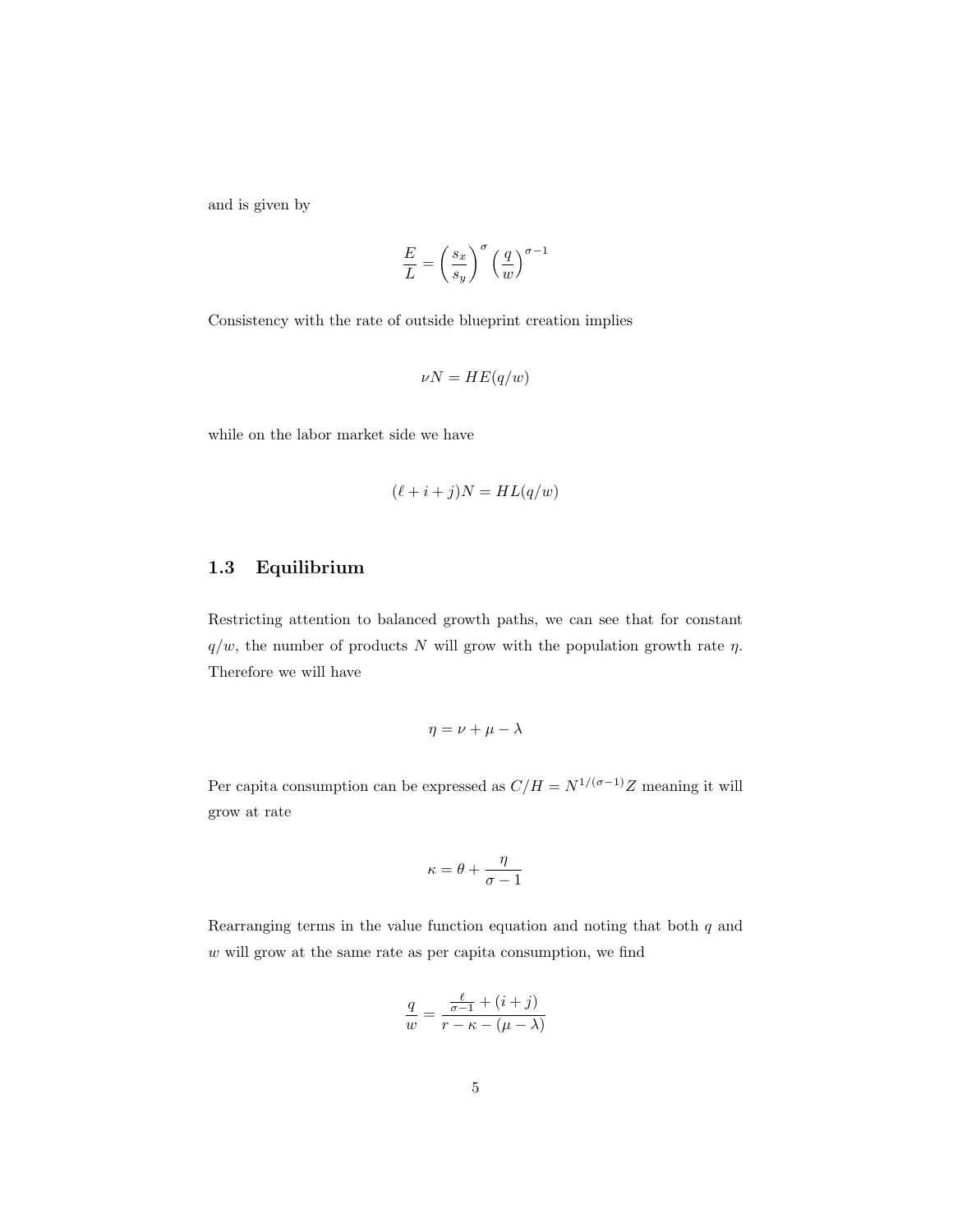and is given by

$$\frac{E}{L} = \left(\frac{s_x}{s_y}\right)^{\sigma} \left(\frac{q}{w}\right)^{\sigma-1}$$

Consistency with the rate of outside blueprint creation implies

$$\nu N = HE(q/w)$$

while on the labor market side we have

$$(\ell + i + j)N = HL(q/w)$$

### 1.3 Equilibrium

Restricting attention to balanced growth paths, we can see that for constant $q/w$, the number of products $N$ will grow with the population growth rate $\eta$. Therefore we will have

$$\eta = \nu + \mu - \lambda$$

Per capita consumption can be expressed as $C/H = N^{1/(\sigma-1)}Z$ meaning it will grow at rate

$$\kappa = \theta + \frac{\eta}{\sigma - 1}$$

Rearranging terms in the value function equation and noting that both $q$ and $w$ will grow at the same rate as per capita consumption, we find

$$\frac{q}{w} = \frac{\frac{\ell}{\sigma-1} + (i + j)}{r - \kappa - (\mu - \lambda)}$$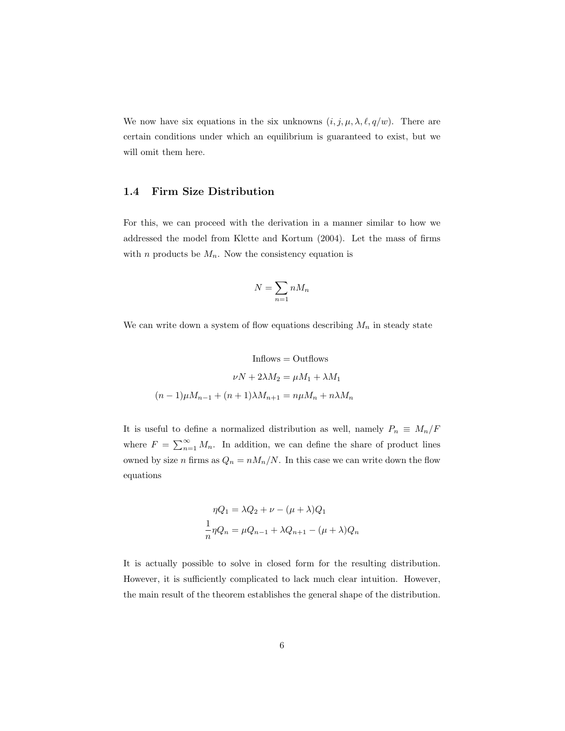We now have six equations in the six unknowns $(i, j, \mu, \lambda, \ell, q/w)$. There are certain conditions under which an equilibrium is guaranteed to exist, but we will omit them here.

### 1.4 Firm Size Distribution

For this, we can proceed with the derivation in a manner similar to how we addressed the model from Klette and Kortum (2004). Let the mass of firms with $n$ products be $M_n$. Now the consistency equation is

$$N = \sum_{n=1} nM_n$$

We can write down a system of flow equations describing $M_n$ in steady state

$$\begin{aligned}
\text{Inflows} &= \text{Outflows} \\
\nu N + 2\lambda M_2 &= \mu M_1 + \lambda M_1 \\
(n-1)\mu M_{n-1} + (n+1)\lambda M_{n+1} &= n\mu M_n + n\lambda M_n
\end{aligned}$$

It is useful to define a normalized distribution as well, namely $P_n \equiv M_n/F$ where $F = \sum_{n=1}^{\infty} M_n$. In addition, we can define the share of product lines owned by size $n$ firms as $Q_n = nM_n/N$. In this case we can write down the flow equations

$$\begin{aligned}
\eta Q_1 &= \lambda Q_2 + \nu - (\mu + \lambda) Q_1 \\
\frac{1}{n}\eta Q_n &= \mu Q_{n-1} + \lambda Q_{n+1} - (\mu + \lambda) Q_n
\end{aligned}$$

It is actually possible to solve in closed form for the resulting distribution. However, it is sufficiently complicated to lack much clear intuition. However, the main result of the theorem establishes the general shape of the distribution.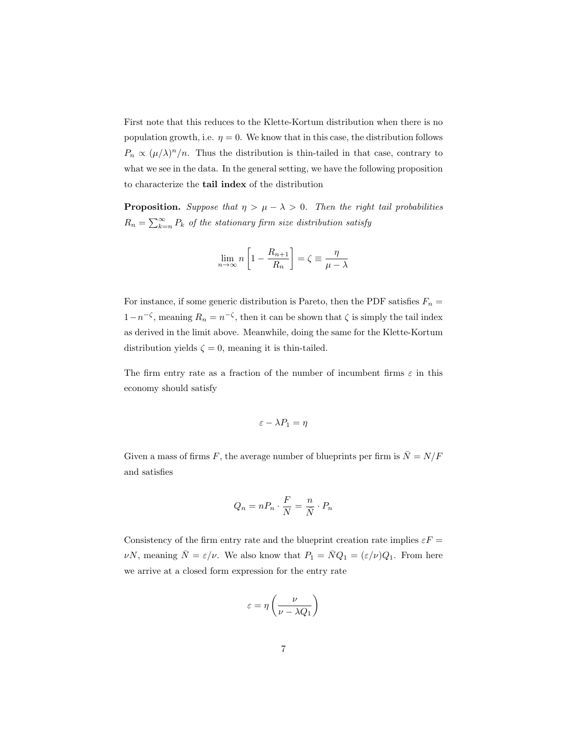First note that this reduces to the Klette-Kortum distribution when there is no population growth, i.e. $\eta = 0$. We know that in this case, the distribution follows $P_n \propto (\mu/\lambda)^n/n$. Thus the distribution is thin-tailed in that case, contrary to what we see in the data. In the general setting, we have the following proposition to characterize the **tail index** of the distribution

**Proposition.** *Suppose that $\eta > \mu - \lambda > 0$. Then the right tail probabilities $R_n = \sum_{k=n}^{\infty} P_k$ of the stationary firm size distribution satisfy*

$$\lim_{n\to\infty} n\left[1 - \frac{R_{n+1}}{R_n}\right] = \zeta \equiv \frac{\eta}{\mu - \lambda}$$

For instance, if some generic distribution is Pareto, then the PDF satisfies $F_n = 1 - n^{-\zeta}$, meaning $R_n = n^{-\zeta}$, then it can be shown that $\zeta$ is simply the tail index as derived in the limit above. Meanwhile, doing the same for the Klette-Kortum distribution yields $\zeta = 0$, meaning it is thin-tailed.

The firm entry rate as a fraction of the number of incumbent firms $\varepsilon$ in this economy should satisfy

$$\varepsilon - \lambda P_1 = \eta$$

Given a mass of firms $F$, the average number of blueprints per firm is $\bar{N} = N/F$ and satisfies

$$Q_n = nP_n \cdot \frac{F}{N} = \frac{n}{\bar{N}} \cdot P_n$$

Consistency of the firm entry rate and the blueprint creation rate implies $\varepsilon F = \nu N$, meaning $\bar{N} = \varepsilon/\nu$. We also know that $P_1 = \bar{N}Q_1 = (\varepsilon/\nu)Q_1$. From here we arrive at a closed form expression for the entry rate

$$\varepsilon = \eta\left(\frac{\nu}{\nu - \lambda Q_1}\right)$$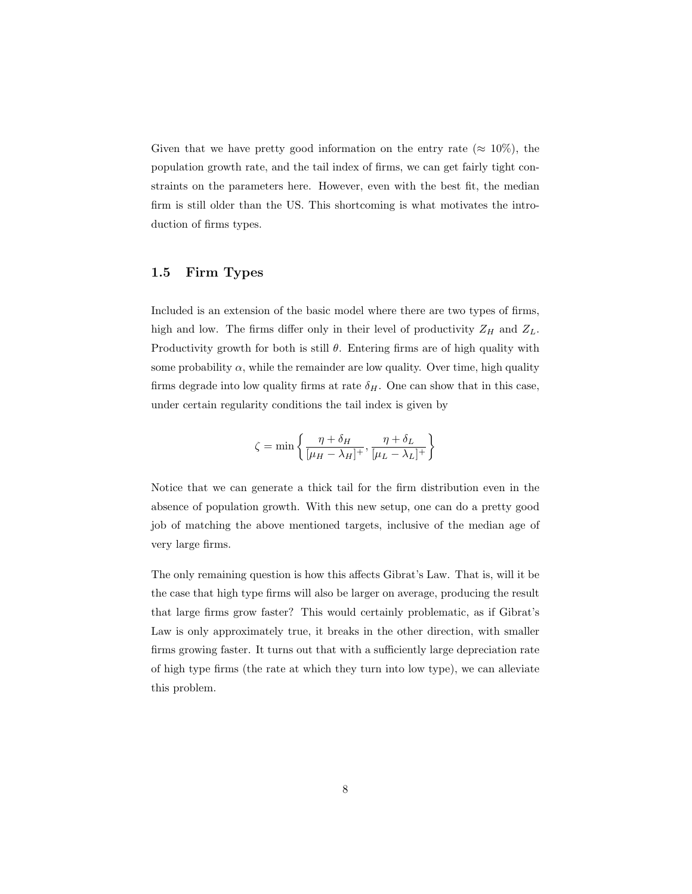Given that we have pretty good information on the entry rate ($\approx 10\%$), the population growth rate, and the tail index of firms, we can get fairly tight constraints on the parameters here. However, even with the best fit, the median firm is still older than the US. This shortcoming is what motivates the introduction of firms types.

### 1.5 Firm Types

Included is an extension of the basic model where there are two types of firms, high and low. The firms differ only in their level of productivity $Z_H$ and $Z_L$. Productivity growth for both is still $\theta$. Entering firms are of high quality with some probability $\alpha$, while the remainder are low quality. Over time, high quality firms degrade into low quality firms at rate $\delta_H$. One can show that in this case, under certain regularity conditions the tail index is given by

$$\zeta = \min \left\{ \frac{\eta + \delta_H}{[\mu_H - \lambda_H]^+}, \frac{\eta + \delta_L}{[\mu_L - \lambda_L]^+} \right\}$$

Notice that we can generate a thick tail for the firm distribution even in the absence of population growth. With this new setup, one can do a pretty good job of matching the above mentioned targets, inclusive of the median age of very large firms.

The only remaining question is how this affects Gibrat's Law. That is, will it be the case that high type firms will also be larger on average, producing the result that large firms grow faster? This would certainly problematic, as if Gibrat's Law is only approximately true, it breaks in the other direction, with smaller firms growing faster. It turns out that with a sufficiently large depreciation rate of high type firms (the rate at which they turn into low type), we can alleviate this problem.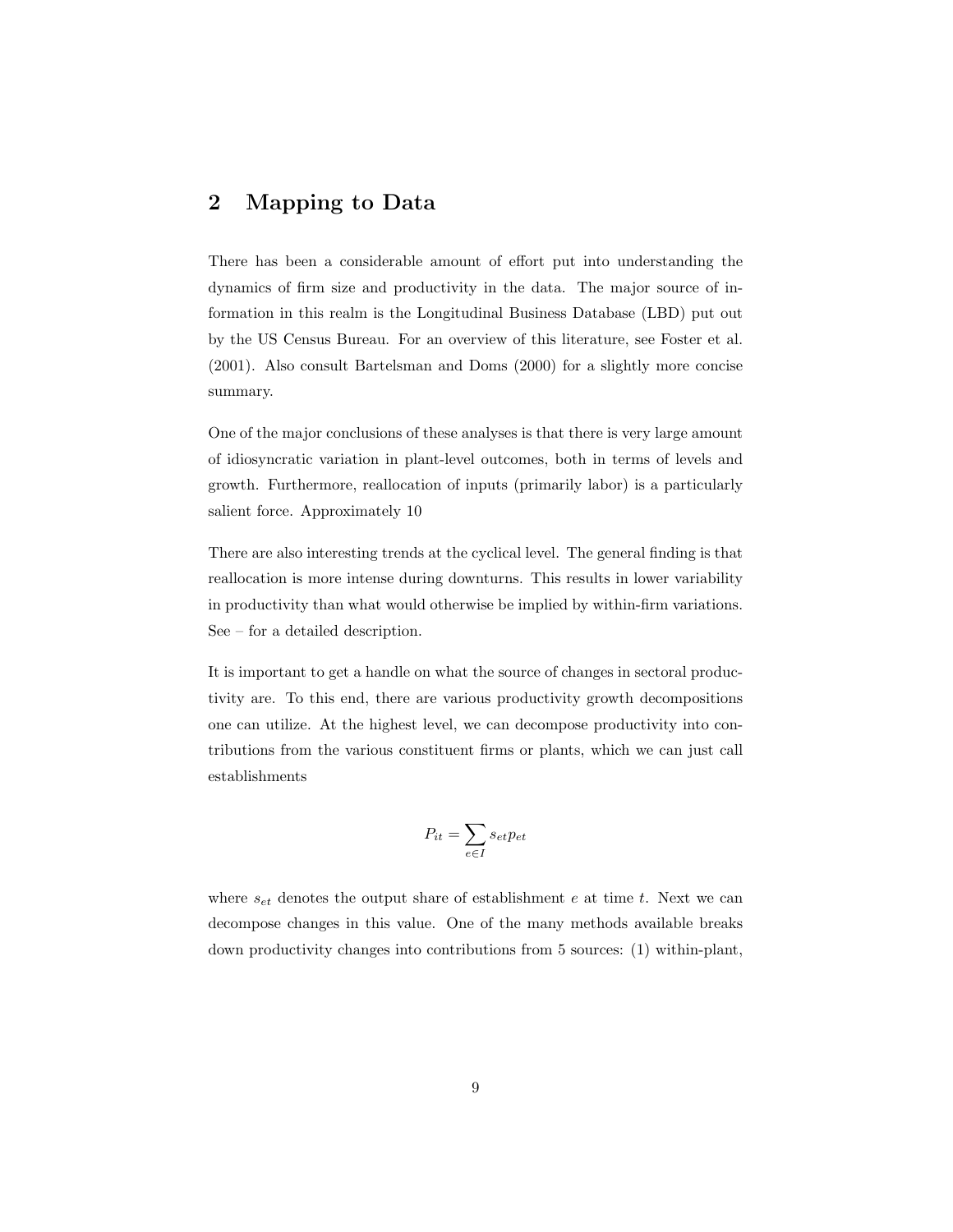## 2 Mapping to Data

There has been a considerable amount of effort put into understanding the dynamics of firm size and productivity in the data. The major source of information in this realm is the Longitudinal Business Database (LBD) put out by the US Census Bureau. For an overview of this literature, see Foster et al. (2001). Also consult Bartelsman and Doms (2000) for a slightly more concise summary.

One of the major conclusions of these analyses is that there is very large amount of idiosyncratic variation in plant-level outcomes, both in terms of levels and growth. Furthermore, reallocation of inputs (primarily labor) is a particularly salient force. Approximately 10

There are also interesting trends at the cyclical level. The general finding is that reallocation is more intense during downturns. This results in lower variability in productivity than what would otherwise be implied by within-firm variations. See – for a detailed description.

It is important to get a handle on what the source of changes in sectoral productivity are. To this end, there are various productivity growth decompositions one can utilize. At the highest level, we can decompose productivity into contributions from the various constituent firms or plants, which we can just call establishments

$$P_{it} = \sum_{e \in I} s_{et} p_{et}$$

where $s_{et}$ denotes the output share of establishment $e$ at time $t$. Next we can decompose changes in this value. One of the many methods available breaks down productivity changes into contributions from 5 sources: (1) within-plant,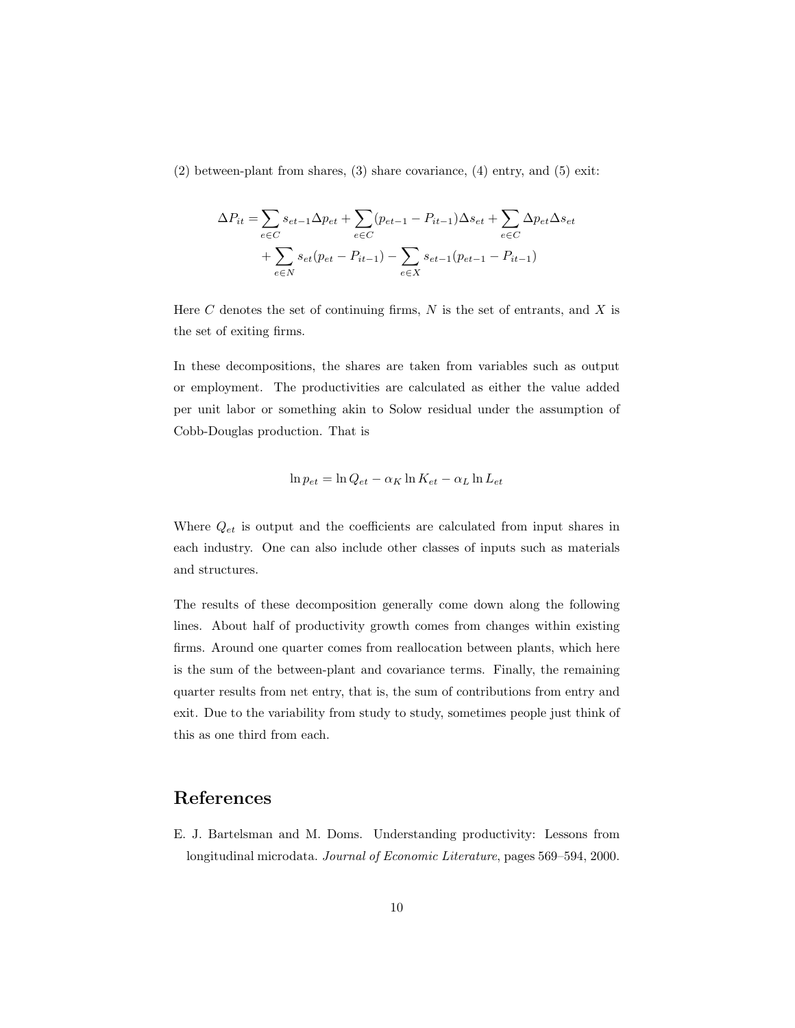(2) between-plant from shares, (3) share covariance, (4) entry, and (5) exit:

$$
\begin{aligned}
\Delta P_{it} = & \sum_{e \in C} s_{et-1} \Delta p_{et} + \sum_{e \in C} (p_{et-1} - P_{it-1}) \Delta s_{et} + \sum_{e \in C} \Delta p_{et} \Delta s_{et} \\
& + \sum_{e \in N} s_{et} (p_{et} - P_{it-1}) - \sum_{e \in X} s_{et-1} (p_{et-1} - P_{it-1})
\end{aligned}
$$

Here $C$ denotes the set of continuing firms, $N$ is the set of entrants, and $X$ is the set of exiting firms.

In these decompositions, the shares are taken from variables such as output or employment. The productivities are calculated as either the value added per unit labor or something akin to Solow residual under the assumption of Cobb-Douglas production. That is

$$
\ln p_{et} = \ln Q_{et} - \alpha_K \ln K_{et} - \alpha_L \ln L_{et}
$$

Where $Q_{et}$ is output and the coefficients are calculated from input shares in each industry. One can also include other classes of inputs such as materials and structures.

The results of these decomposition generally come down along the following lines. About half of productivity growth comes from changes within existing firms. Around one quarter comes from reallocation between plants, which here is the sum of the between-plant and covariance terms. Finally, the remaining quarter results from net entry, that is, the sum of contributions from entry and exit. Due to the variability from study to study, sometimes people just think of this as one third from each.

## References

E. J. Bartelsman and M. Doms. Understanding productivity: Lessons from longitudinal microdata. *Journal of Economic Literature*, pages 569–594, 2000.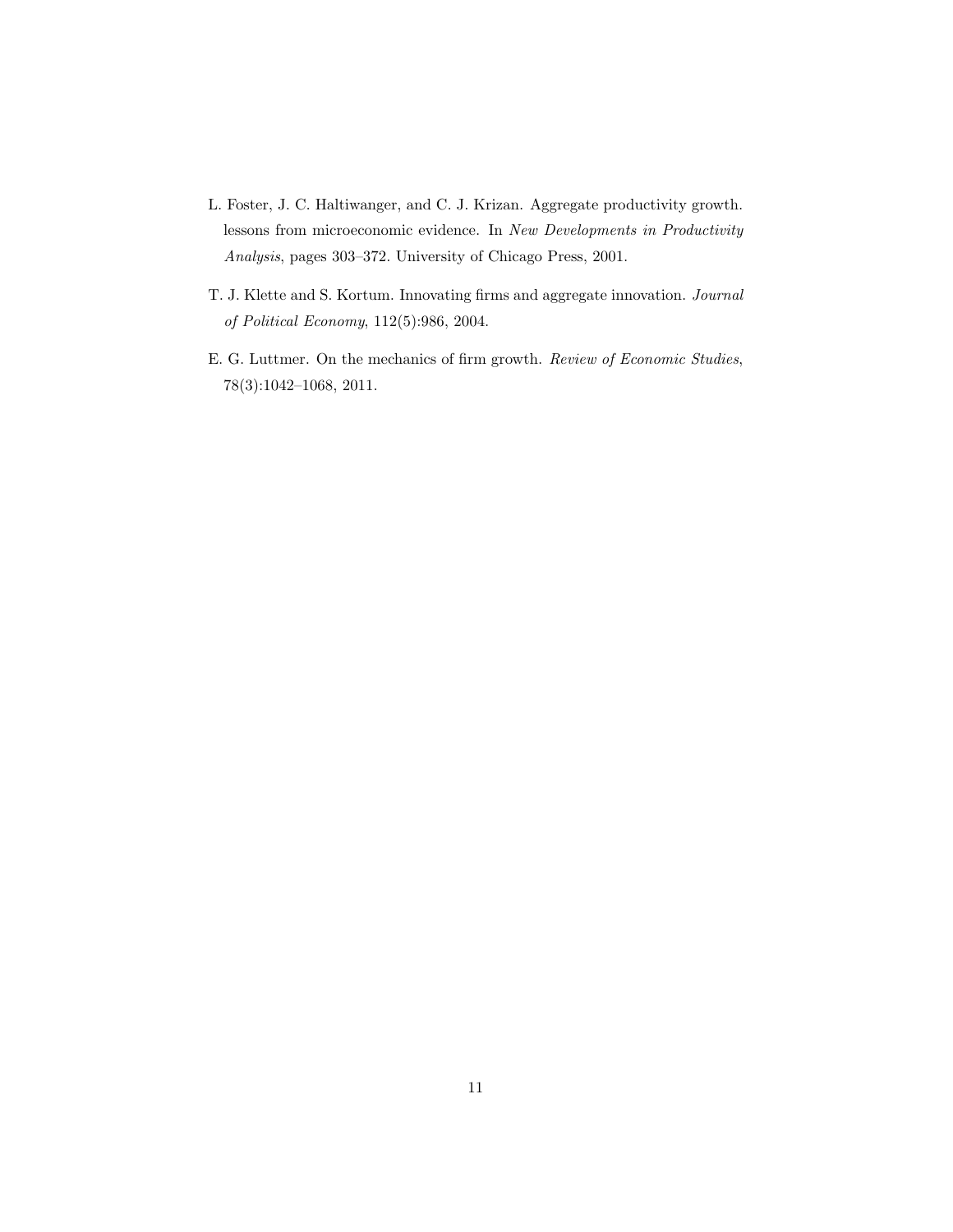L. Foster, J. C. Haltiwanger, and C. J. Krizan. Aggregate productivity growth. lessons from microeconomic evidence. In *New Developments in Productivity Analysis*, pages 303–372. University of Chicago Press, 2001.

T. J. Klette and S. Kortum. Innovating firms and aggregate innovation. *Journal of Political Economy*, 112(5):986, 2004.

E. G. Luttmer. On the mechanics of firm growth. *Review of Economic Studies*, 78(3):1042–1068, 2011.